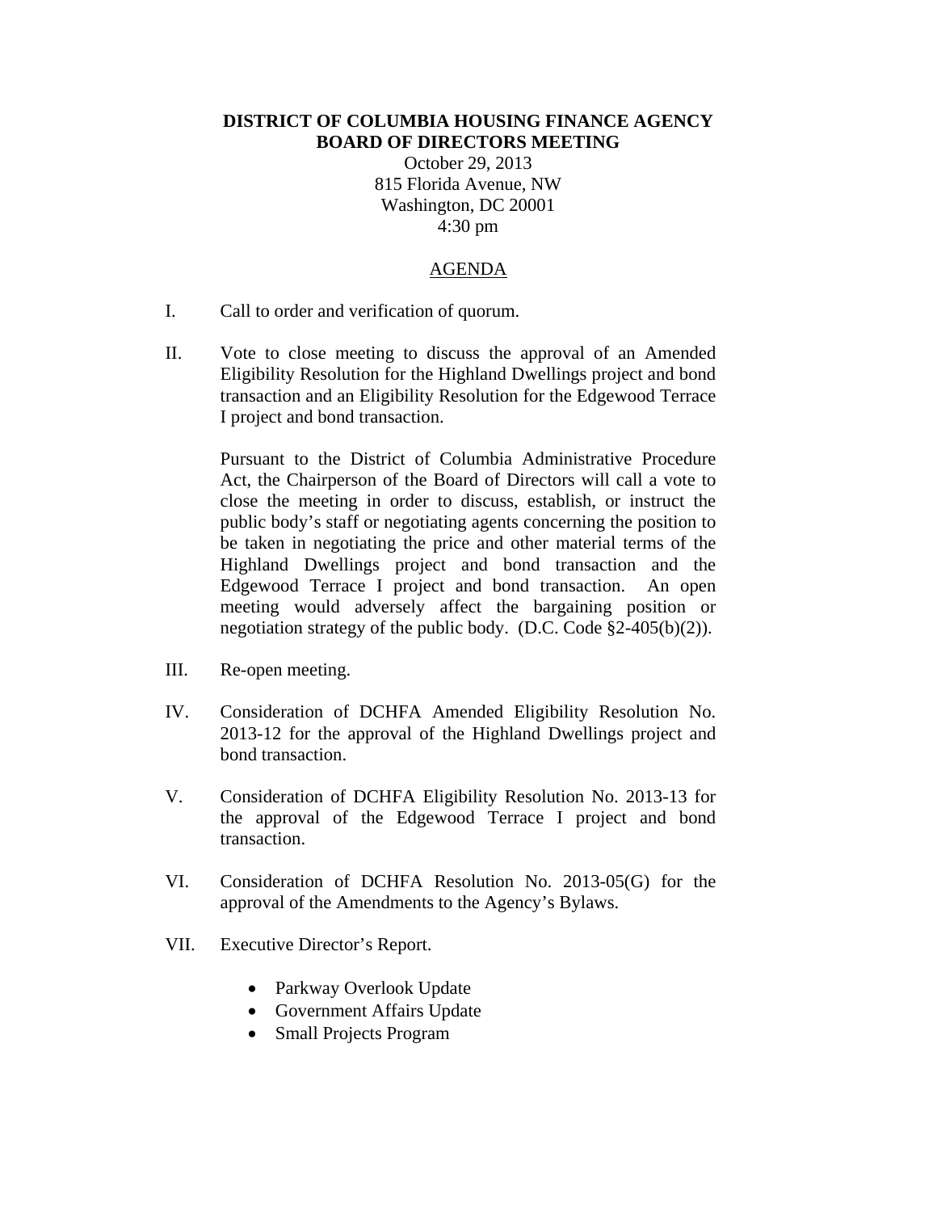**DISTRICT OF COLUMBIA HOUSING FINANCE AGENCY**
**BOARD OF DIRECTORS MEETING**

October 29, 2013
815 Florida Avenue, NW
Washington, DC 20001
4:30 pm

AGENDA

I. Call to order and verification of quorum.

II. Vote to close meeting to discuss the approval of an Amended Eligibility Resolution for the Highland Dwellings project and bond transaction and an Eligibility Resolution for the Edgewood Terrace I project and bond transaction.

    Pursuant to the District of Columbia Administrative Procedure Act, the Chairperson of the Board of Directors will call a vote to close the meeting in order to discuss, establish, or instruct the public body's staff or negotiating agents concerning the position to be taken in negotiating the price and other material terms of the Highland Dwellings project and bond transaction and the Edgewood Terrace I project and bond transaction. An open meeting would adversely affect the bargaining position or negotiation strategy of the public body. (D.C. Code §2-405(b)(2)).

III. Re-open meeting.

IV. Consideration of DCHFA Amended Eligibility Resolution No. 2013-12 for the approval of the Highland Dwellings project and bond transaction.

V. Consideration of DCHFA Eligibility Resolution No. 2013-13 for the approval of the Edgewood Terrace I project and bond transaction.

VI. Consideration of DCHFA Resolution No. 2013-05(G) for the approval of the Amendments to the Agency's Bylaws.

VII. Executive Director's Report.

- Parkway Overlook Update
- Government Affairs Update
- Small Projects Program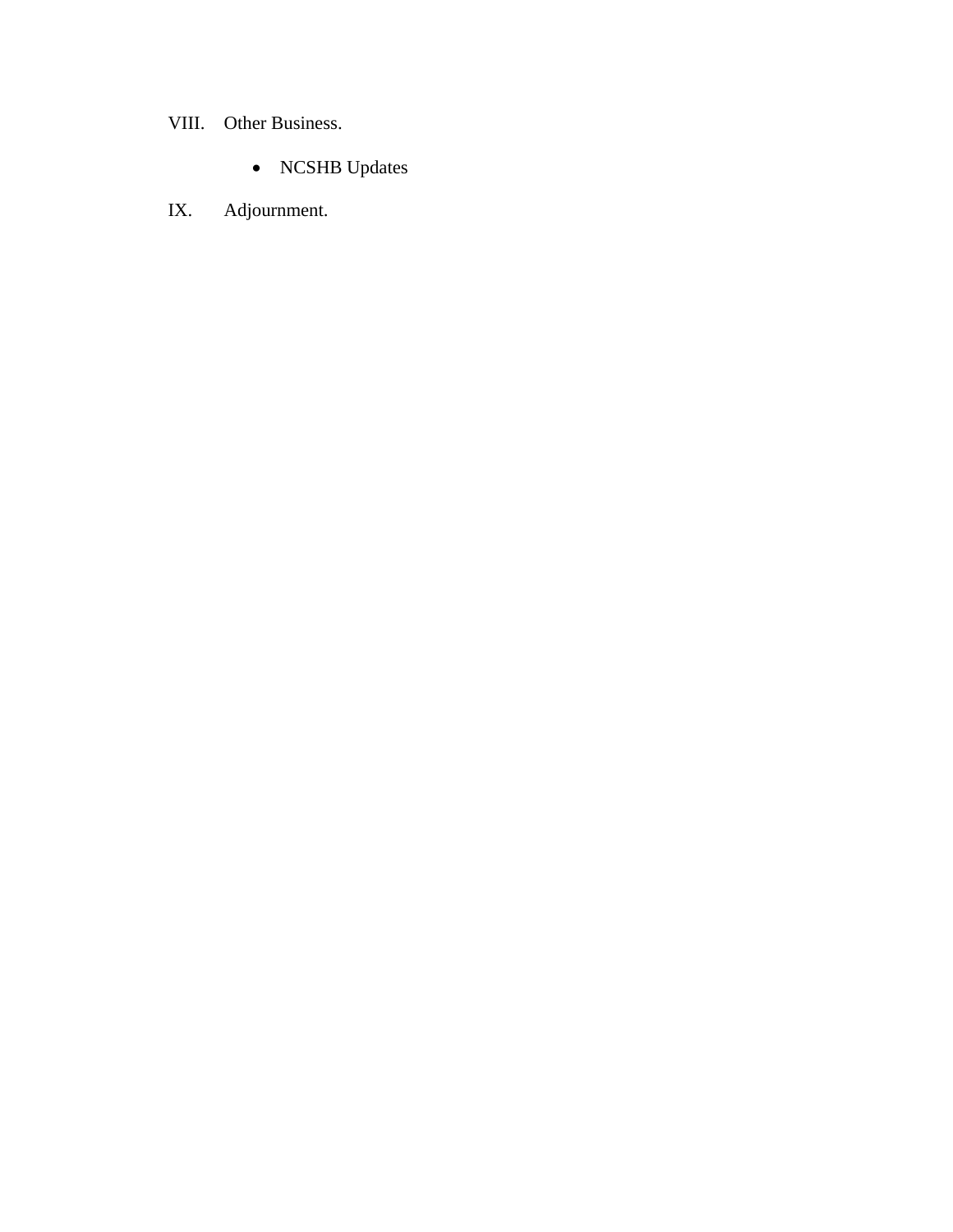VIII. Other Business.

- NCSHB Updates

IX. Adjournment.